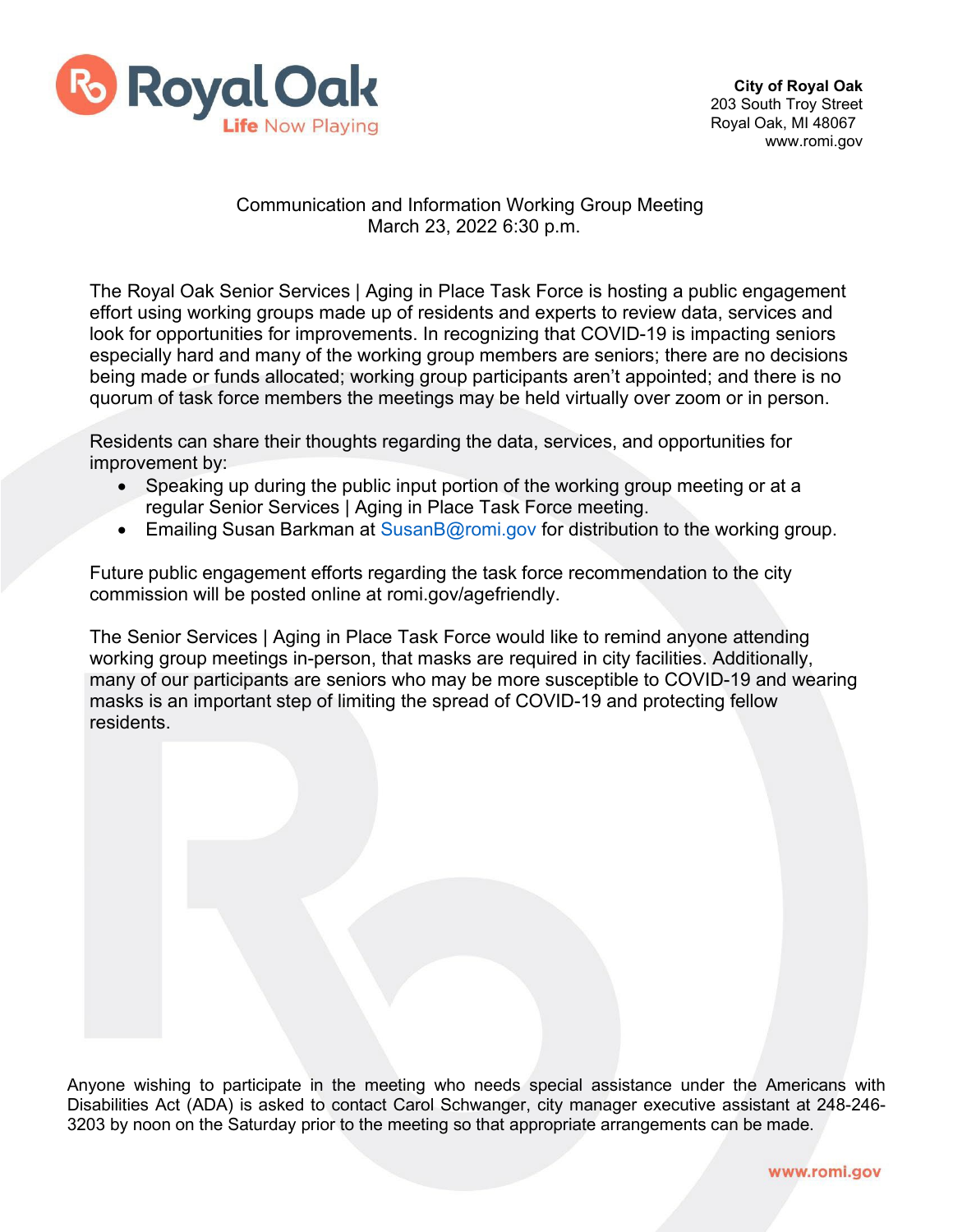Royal Oak
Life Now Playing

**City of Royal Oak**
203 South Troy Street
Royal Oak, MI 48067
www.romi.gov

Communication and Information Working Group Meeting
March 23, 2022 6:30 p.m.

The Royal Oak Senior Services | Aging in Place Task Force is hosting a public engagement effort using working groups made up of residents and experts to review data, services and look for opportunities for improvements. In recognizing that COVID-19 is impacting seniors especially hard and many of the working group members are seniors; there are no decisions being made or funds allocated; working group participants aren't appointed; and there is no quorum of task force members the meetings may be held virtually over zoom or in person.

Residents can share their thoughts regarding the data, services, and opportunities for improvement by:

- Speaking up during the public input portion of the working group meeting or at a regular Senior Services | Aging in Place Task Force meeting.
- Emailing Susan Barkman at SusanB@romi.gov for distribution to the working group.

Future public engagement efforts regarding the task force recommendation to the city commission will be posted online at romi.gov/agefriendly.

The Senior Services | Aging in Place Task Force would like to remind anyone attending working group meetings in-person, that masks are required in city facilities. Additionally, many of our participants are seniors who may be more susceptible to COVID-19 and wearing masks is an important step of limiting the spread of COVID-19 and protecting fellow residents.

Anyone wishing to participate in the meeting who needs special assistance under the Americans with Disabilities Act (ADA) is asked to contact Carol Schwanger, city manager executive assistant at 248-246-3203 by noon on the Saturday prior to the meeting so that appropriate arrangements can be made.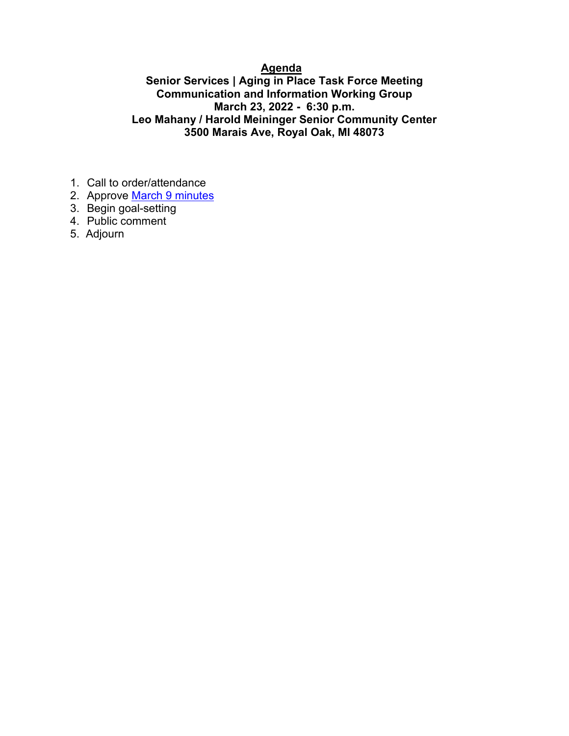# Agenda

**Senior Services | Aging in Place Task Force Meeting**
**Communication and Information Working Group**
**March 23, 2022 - 6:30 p.m.**
**Leo Mahany / Harold Meininger Senior Community Center**
**3500 Marais Ave, Royal Oak, MI 48073**

1. Call to order/attendance
2. Approve March 9 minutes
3. Begin goal-setting
4. Public comment
5. Adjourn